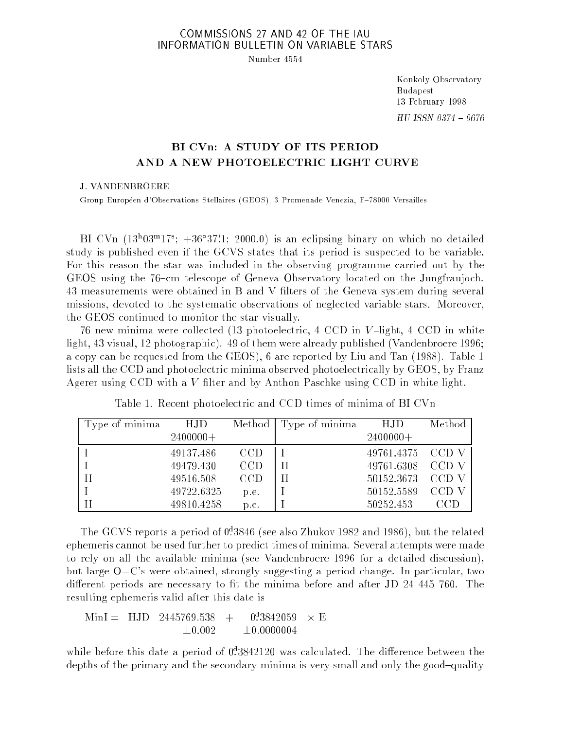COMMISSIONS 27 AND 42 OF THE IAU
INFORMATION BULLETIN ON VARIABLE STARS

Number 4554

Konkoly Observatory
Budapest
13 February 1998

*HU ISSN 0374 – 0676*

# BI CVn: A STUDY OF ITS PERIOD AND A NEW PHOTOELECTRIC LIGHT CURVE

J. VANDENBROERE

Group Européen d'Observations Stellaires (GEOS), 3 Promenade Venezia, F–78000 Versailles

BI CVn ($13^h03^m17^s$; $+36°37'.1$; 2000.0) is an eclipsing binary on which no detailed study is published even if the GCVS states that its period is suspected to be variable. For this reason the star was included in the observing programme carried out by the GEOS using the 76–cm telescope of Geneva Observatory located on the Jungfraujoch. 43 measurements were obtained in B and V filters of the Geneva system during several missions, devoted to the systematic observations of neglected variable stars. Moreover, the GEOS continued to monitor the star visually.

76 new minima were collected (13 photoelectric, 4 CCD in $V$–light, 4 CCD in white light, 43 visual, 12 photographic). 49 of them were already published (Vandenbroere 1996; a copy can be requested from the GEOS), 6 are reported by Liu and Tan (1988). Table 1 lists all the CCD and photoelectric minima observed photoelectrically by GEOS, by Franz Agerer using CCD with a $V$ filter and by Anthon Paschke using CCD in white light.

Table 1. Recent photoelectric and CCD times of minima of BI CVn

| Type of minima | HJD 2400000+ | Method | Type of minima | HJD 2400000+ | Method |
|---|---|---|---|---|---|
| I | 49137.486 | CCD | I | 49761.4375 | CCD V |
| I | 49479.430 | CCD | II | 49761.6308 | CCD V |
| II | 49516.508 | CCD | II | 50152.3673 | CCD V |
| I | 49722.6325 | p.e. | I | 50152.5589 | CCD V |
| II | 49810.4258 | p.e. | I | 50252.453 | CCD |

The GCVS reports a period of $0^d.3846$ (see also Zhukov 1982 and 1986), but the related ephemeris cannot be used further to predict times of minima. Several attempts were made to rely on all the available minima (see Vandenbroere 1996 for a detailed discussion), but large O$-$C's were obtained, strongly suggesting a period change. In particular, two different periods are necessary to fit the minima before and after JD 24 445 760. The resulting ephemeris valid after this date is

$$\text{MinI} = \text{HJD}\ \ 2445769.538 \ (\pm 0.002) + 0^d.3842059 \ (\pm 0.0000004) \times \text{E}$$

while before this date a period of $0^d.3842120$ was calculated. The difference between the depths of the primary and the secondary minima is very small and only the good–quality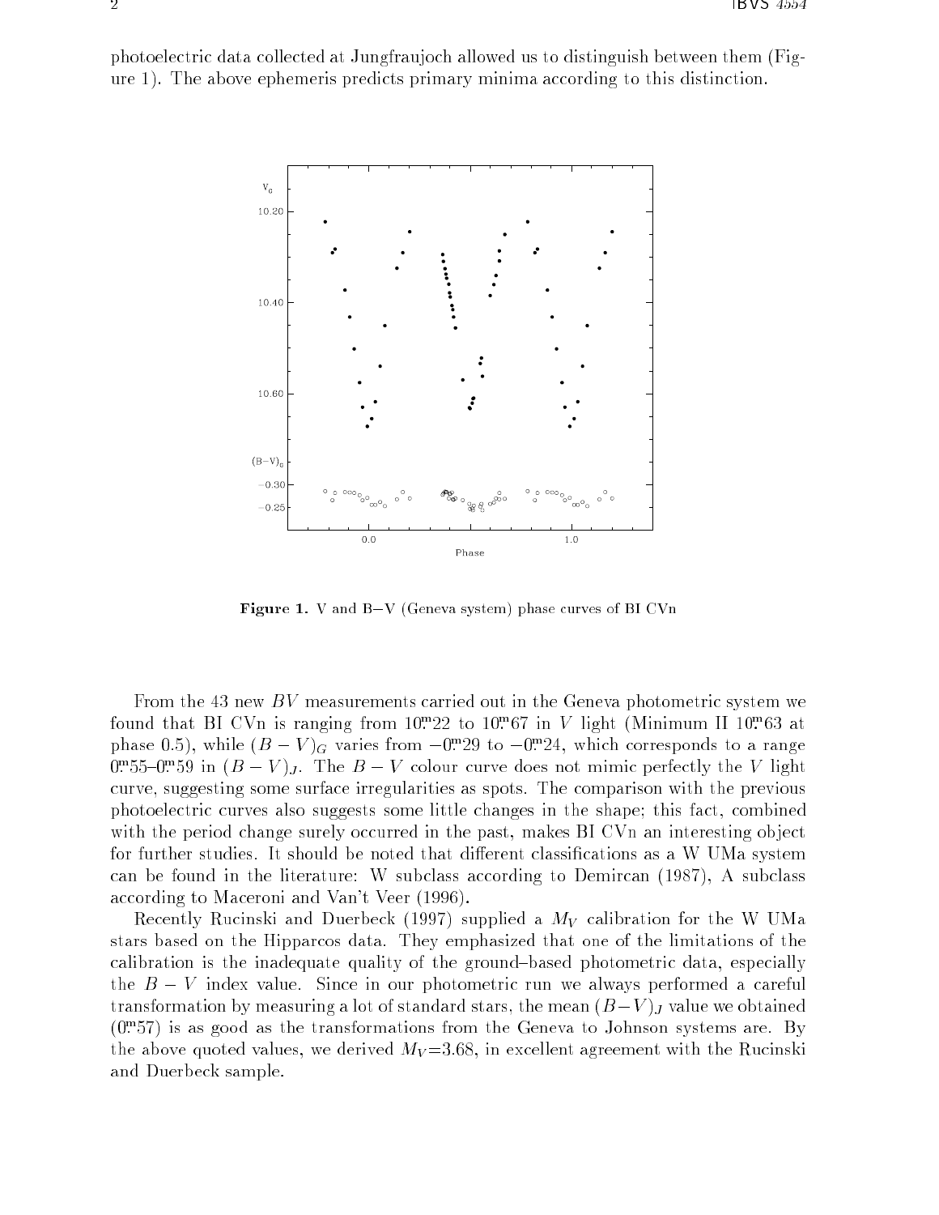photoelectric data collected at Jungfraujoch allowed us to distinguish between them (Figure 1). The above ephemeris predicts primary minima according to this distinction.

**Figure 1.** V and B−V (Geneva system) phase curves of BI CVn

From the 43 new $BV$ measurements carried out in the Geneva photometric system we found that BI CVn is ranging from $10^{m}\!.22$ to $10^{m}\!.67$ in $V$ light (Minimum II $10^{m}\!.63$ at phase 0.5), while $(B-V)_G$ varies from $-0^{m}\!.29$ to $-0^{m}\!.24$, which corresponds to a range $0^{m}\!.55$–$0^{m}\!.59$ in $(B-V)_J$. The $B-V$ colour curve does not mimic perfectly the $V$ light curve, suggesting some surface irregularities as spots. The comparison with the previous photoelectric curves also suggests some little changes in the shape; this fact, combined with the period change surely occurred in the past, makes BI CVn an interesting object for further studies. It should be noted that different classifications as a W UMa system can be found in the literature: W subclass according to Demircan (1987), A subclass according to Maceroni and Van't Veer (1996).

Recently Rucinski and Duerbeck (1997) supplied a $M_V$ calibration for the W UMa stars based on the Hipparcos data. They emphasized that one of the limitations of the calibration is the inadequate quality of the ground–based photometric data, especially the $B-V$ index value. Since in our photometric run we always performed a careful transformation by measuring a lot of standard stars, the mean $(B-V)_J$ value we obtained ($0^{m}\!.57$) is as good as the transformations from the Geneva to Johnson systems are. By the above quoted values, we derived $M_V$=3.68, in excellent agreement with the Rucinski and Duerbeck sample.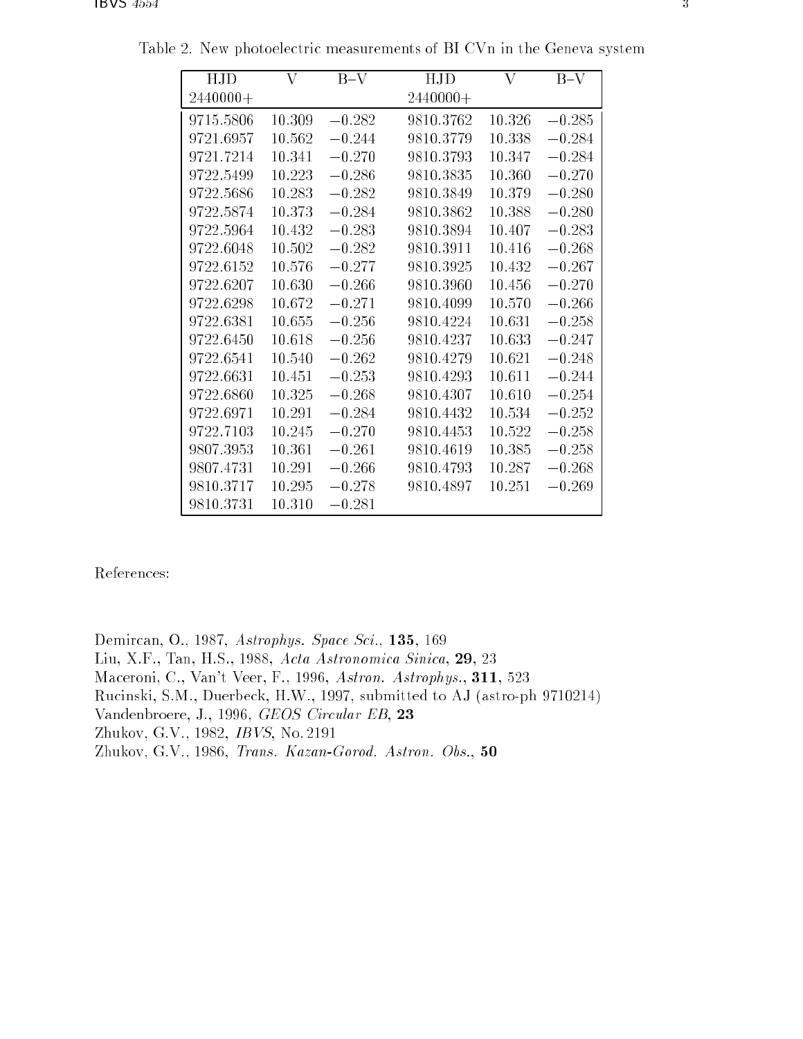Table 2. New photoelectric measurements of BI CVn in the Geneva system

| HJD 2440000+ | V | B–V | HJD 2440000+ | V | B–V |
|---|---|---|---|---|---|
| 9715.5806 | 10.309 | −0.282 | 9810.3762 | 10.326 | −0.285 |
| 9721.6957 | 10.562 | −0.244 | 9810.3779 | 10.338 | −0.284 |
| 9721.7214 | 10.341 | −0.270 | 9810.3793 | 10.347 | −0.284 |
| 9722.5499 | 10.223 | −0.286 | 9810.3835 | 10.360 | −0.270 |
| 9722.5686 | 10.283 | −0.282 | 9810.3849 | 10.379 | −0.280 |
| 9722.5874 | 10.373 | −0.284 | 9810.3862 | 10.388 | −0.280 |
| 9722.5964 | 10.432 | −0.283 | 9810.3894 | 10.407 | −0.283 |
| 9722.6048 | 10.502 | −0.282 | 9810.3911 | 10.416 | −0.268 |
| 9722.6152 | 10.576 | −0.277 | 9810.3925 | 10.432 | −0.267 |
| 9722.6207 | 10.630 | −0.266 | 9810.3960 | 10.456 | −0.270 |
| 9722.6298 | 10.672 | −0.271 | 9810.4099 | 10.570 | −0.266 |
| 9722.6381 | 10.655 | −0.256 | 9810.4224 | 10.631 | −0.258 |
| 9722.6450 | 10.618 | −0.256 | 9810.4237 | 10.633 | −0.247 |
| 9722.6541 | 10.540 | −0.262 | 9810.4279 | 10.621 | −0.248 |
| 9722.6631 | 10.451 | −0.253 | 9810.4293 | 10.611 | −0.244 |
| 9722.6860 | 10.325 | −0.268 | 9810.4307 | 10.610 | −0.254 |
| 9722.6971 | 10.291 | −0.284 | 9810.4432 | 10.534 | −0.252 |
| 9722.7103 | 10.245 | −0.270 | 9810.4453 | 10.522 | −0.258 |
| 9807.3953 | 10.361 | −0.261 | 9810.4619 | 10.385 | −0.258 |
| 9807.4731 | 10.291 | −0.266 | 9810.4793 | 10.287 | −0.268 |
| 9810.3717 | 10.295 | −0.278 | 9810.4897 | 10.251 | −0.269 |
| 9810.3731 | 10.310 | −0.281 | | | |

References:

Demircan, O., 1987, *Astrophys. Space Sci.*, **135**, 169
Liu, X.F., Tan, H.S., 1988, *Acta Astronomica Sinica*, **29**, 23
Maceroni, C., Van't Veer, F., 1996, *Astron. Astrophys.*, **311**, 523
Rucinski, S.M., Duerbeck, H.W., 1997, submitted to AJ (astro-ph 9710214)
Vandenbroere, J., 1996, *GEOS Circular EB*, **23**
Zhukov, G.V., 1982, *IBVS*, No. 2191
Zhukov, G.V., 1986, *Trans. Kazan-Gorod. Astron. Obs.*, **50**